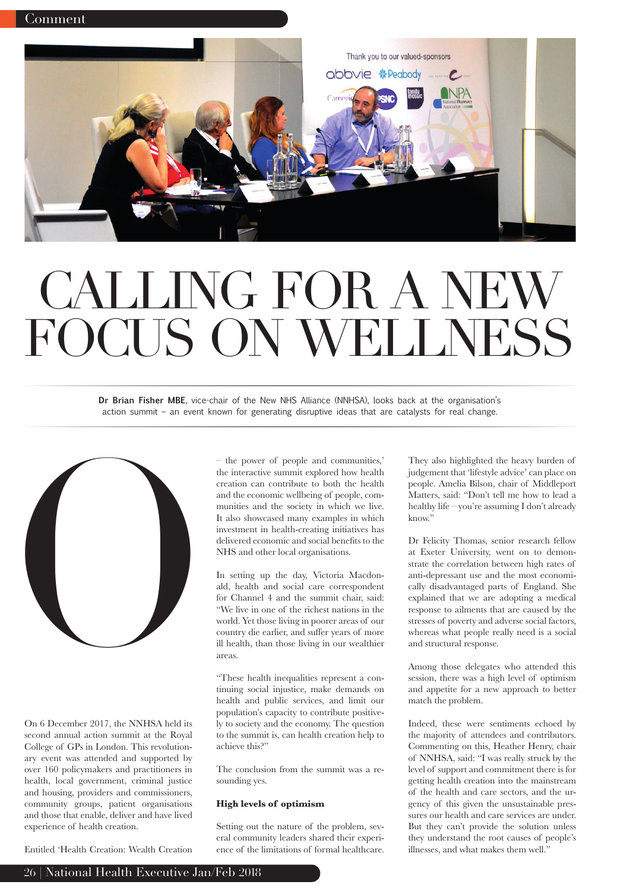# CALLING FOR A NEW FOCUS ON WELLNESS

**Dr Brian Fisher MBE**, vice-chair of the New NHS Alliance (NNHSA), looks back at the organisation's action summit – an event known for generating disruptive ideas that are catalysts for real change.

On 6 December 2017, the NNHSA held its second annual action summit at the Royal College of GPs in London. This revolutionary event was attended and supported by over 160 policymakers and practitioners in health, local government, criminal justice and housing, providers and commissioners, community groups, patient organisations and those that enable, deliver and have lived experience of health creation.

Entitled 'Health Creation: Wealth Creation – the power of people and communities,' the interactive summit explored how health creation can contribute to both the health and the economic wellbeing of people, communities and the society in which we live. It also showcased many examples in which investment in health-creating initiatives has delivered economic and social benefits to the NHS and other local organisations.

In setting up the day, Victoria Macdonald, health and social care correspondent for Channel 4 and the summit chair, said: "We live in one of the richest nations in the world. Yet those living in poorer areas of our country die earlier, and suffer years of more ill health, than those living in our wealthier areas.

"These health inequalities represent a continuing social injustice, make demands on health and public services, and limit our population's capacity to contribute positively to society and the economy. The question to the summit is, can health creation help to achieve this?"

The conclusion from the summit was a resounding yes.

### High levels of optimism

Setting out the nature of the problem, several community leaders shared their experience of the limitations of formal healthcare. They also highlighted the heavy burden of judgement that 'lifestyle advice' can place on people. Amelia Bilson, chair of Middleport Matters, said: "Don't tell me how to lead a healthy life – you're assuming I don't already know."

Dr Felicity Thomas, senior research fellow at Exeter University, went on to demonstrate the correlation between high rates of anti-depressant use and the most economically disadvantaged parts of England. She explained that we are adopting a medical response to ailments that are caused by the stresses of poverty and adverse social factors, whereas what people really need is a social and structural response.

Among those delegates who attended this session, there was a high level of optimism and appetite for a new approach to better match the problem.

Indeed, these were sentiments echoed by the majority of attendees and contributors. Commenting on this, Heather Henry, chair of NNHSA, said: "I was really struck by the level of support and commitment there is for getting health creation into the mainstream of the health and care sectors, and the urgency of this given the unsustainable pressures our health and care services are under. But they can't provide the solution unless they understand the root causes of people's illnesses, and what makes them well."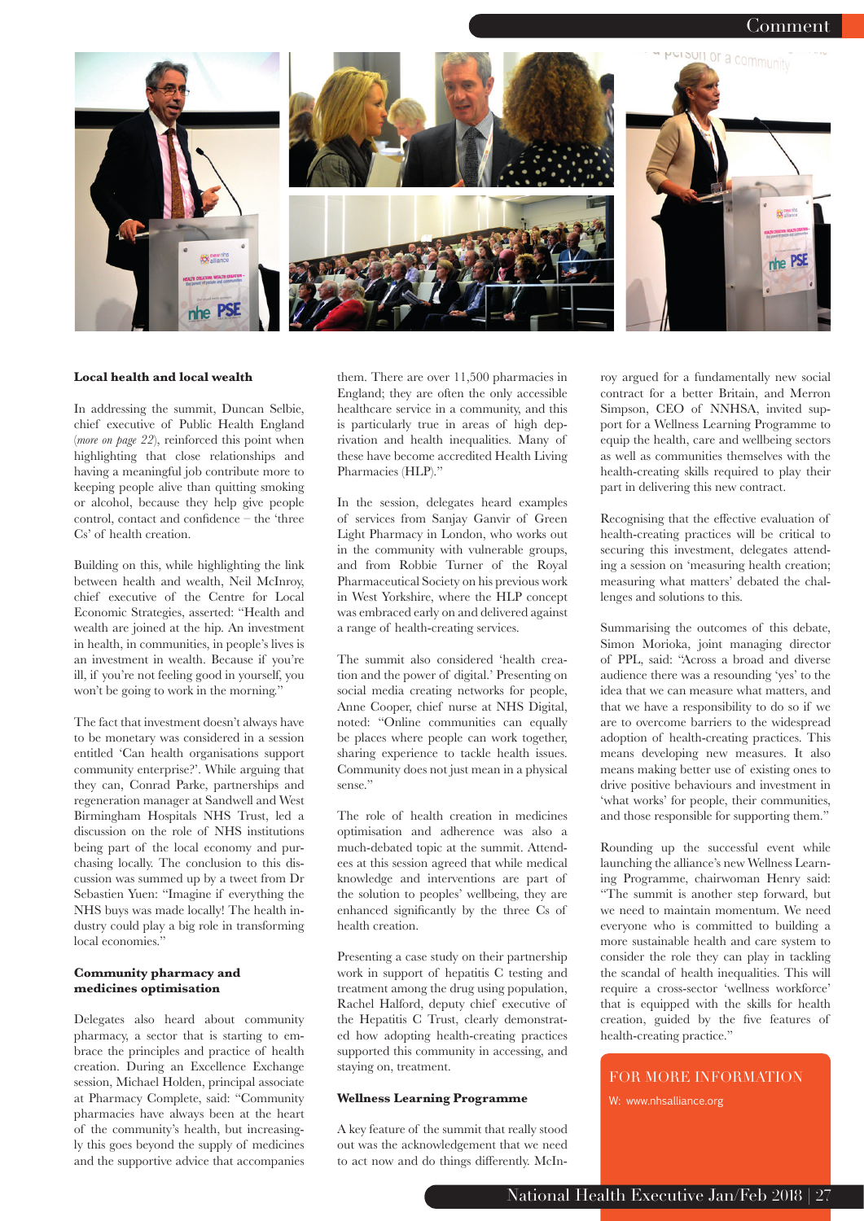### Local health and local wealth

In addressing the summit, Duncan Selbie, chief executive of Public Health England (*more on page 22*), reinforced this point when highlighting that close relationships and having a meaningful job contribute more to keeping people alive than quitting smoking or alcohol, because they help give people control, contact and confidence – the 'three Cs' of health creation.

Building on this, while highlighting the link between health and wealth, Neil McInroy, chief executive of the Centre for Local Economic Strategies, asserted: "Health and wealth are joined at the hip. An investment in health, in communities, in people's lives is an investment in wealth. Because if you're ill, if you're not feeling good in yourself, you won't be going to work in the morning."

The fact that investment doesn't always have to be monetary was considered in a session entitled 'Can health organisations support community enterprise?'. While arguing that they can, Conrad Parke, partnerships and regeneration manager at Sandwell and West Birmingham Hospitals NHS Trust, led a discussion on the role of NHS institutions being part of the local economy and purchasing locally. The conclusion to this discussion was summed up by a tweet from Dr Sebastien Yuen: "Imagine if everything the NHS buys was made locally! The health industry could play a big role in transforming local economies."

### Community pharmacy and medicines optimisation

Delegates also heard about community pharmacy, a sector that is starting to embrace the principles and practice of health creation. During an Excellence Exchange session, Michael Holden, principal associate at Pharmacy Complete, said: "Community pharmacies have always been at the heart of the community's health, but increasingly this goes beyond the supply of medicines and the supportive advice that accompanies them. There are over 11,500 pharmacies in England; they are often the only accessible healthcare service in a community, and this is particularly true in areas of high deprivation and health inequalities. Many of these have become accredited Health Living Pharmacies (HLP)."

In the session, delegates heard examples of services from Sanjay Ganvir of Green Light Pharmacy in London, who works out in the community with vulnerable groups, and from Robbie Turner of the Royal Pharmaceutical Society on his previous work in West Yorkshire, where the HLP concept was embraced early on and delivered against a range of health-creating services.

The summit also considered 'health creation and the power of digital.' Presenting on social media creating networks for people, Anne Cooper, chief nurse at NHS Digital, noted: "Online communities can equally be places where people can work together, sharing experience to tackle health issues. Community does not just mean in a physical sense."

The role of health creation in medicines optimisation and adherence was also a much-debated topic at the summit. Attendees at this session agreed that while medical knowledge and interventions are part of the solution to peoples' wellbeing, they are enhanced significantly by the three Cs of health creation.

Presenting a case study on their partnership work in support of hepatitis C testing and treatment among the drug using population, Rachel Halford, deputy chief executive of the Hepatitis C Trust, clearly demonstrated how adopting health-creating practices supported this community in accessing, and staying on, treatment.

### Wellness Learning Programme

A key feature of the summit that really stood out was the acknowledgement that we need to act now and do things differently. McInroy argued for a fundamentally new social contract for a better Britain, and Merron Simpson, CEO of NNHSA, invited support for a Wellness Learning Programme to equip the health, care and wellbeing sectors as well as communities themselves with the health-creating skills required to play their part in delivering this new contract.

Recognising that the effective evaluation of health-creating practices will be critical to securing this investment, delegates attending a session on 'measuring health creation; measuring what matters' debated the challenges and solutions to this.

Summarising the outcomes of this debate, Simon Morioka, joint managing director of PPL, said: "Across a broad and diverse audience there was a resounding 'yes' to the idea that we can measure what matters, and that we have a responsibility to do so if we are to overcome barriers to the widespread adoption of health-creating practices. This means developing new measures. It also means making better use of existing ones to drive positive behaviours and investment in 'what works' for people, their communities, and those responsible for supporting them."

Rounding up the successful event while launching the alliance's new Wellness Learning Programme, chairwoman Henry said: "The summit is another step forward, but we need to maintain momentum. We need everyone who is committed to building a more sustainable health and care system to consider the role they can play in tackling the scandal of health inequalities. This will require a cross-sector 'wellness workforce' that is equipped with the skills for health creation, guided by the five features of health-creating practice."

**FOR MORE INFORMATION**

W: www.nhsalliance.org